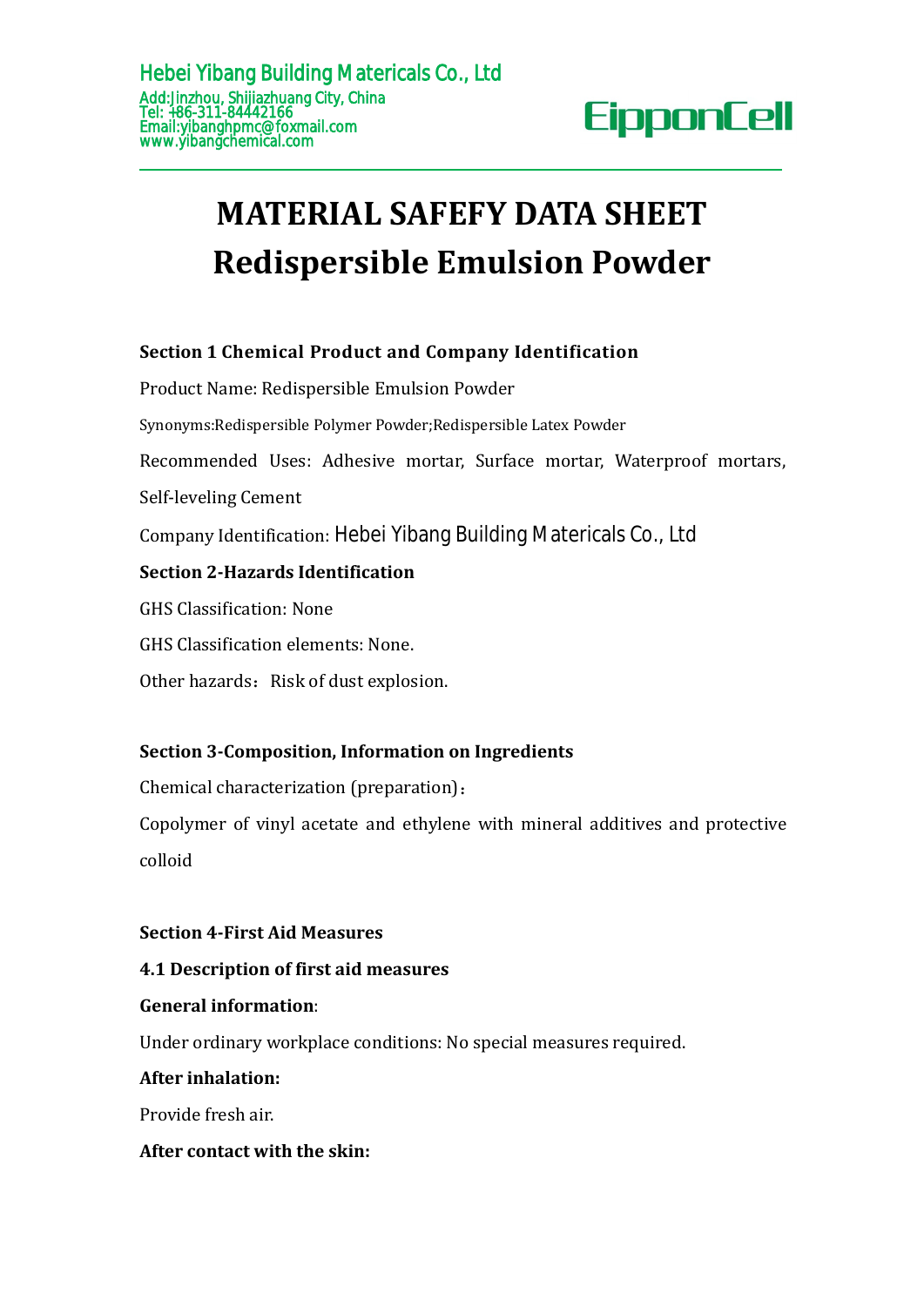Hebei Yibang Building Matericals Co., Ltd
Add:Jinzhou, Shijiazhuang City, China
Tel: +86-311-84442166
Email:yibanghpmc@foxmail.com
www.yibangchemical.com

EipponCell

# MATERIAL SAFEFY DATA SHEET
# Redispersible Emulsion Powder

**Section 1 Chemical Product and Company Identification**

Product Name: Redispersible Emulsion Powder

Synonyms:Redispersible Polymer Powder;Redispersible Latex Powder

Recommended Uses: Adhesive mortar, Surface mortar, Waterproof mortars, Self-leveling Cement

Company Identification: Hebei Yibang Building Matericals Co., Ltd

**Section 2-Hazards Identification**

GHS Classification: None

GHS Classification elements: None.

Other hazards：Risk of dust explosion.

**Section 3-Composition, Information on Ingredients**

Chemical characterization (preparation)：

Copolymer of vinyl acetate and ethylene with mineral additives and protective colloid

**Section 4-First Aid Measures**

**4.1 Description of first aid measures**

**General information**:

Under ordinary workplace conditions: No special measures required.

**After inhalation:**

Provide fresh air.

**After contact with the skin:**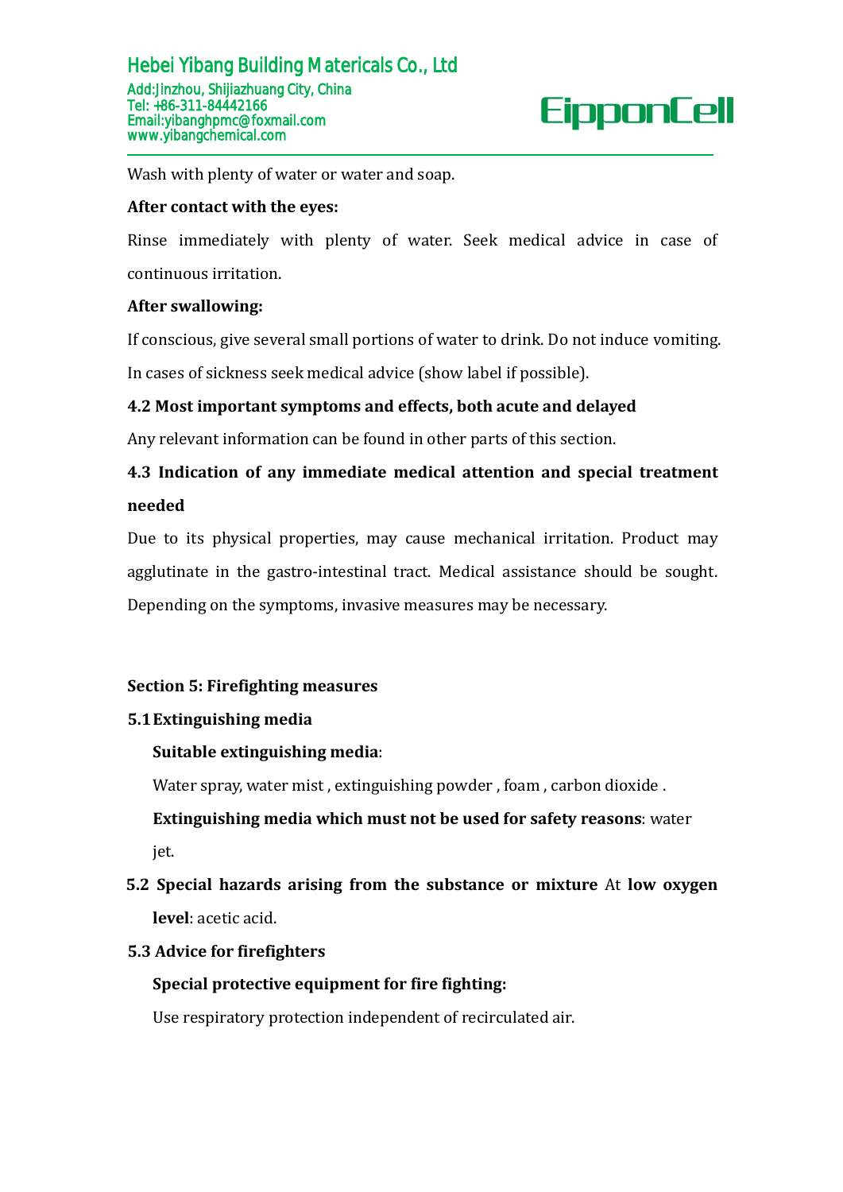Wash with plenty of water or water and soap.

**After contact with the eyes:**

Rinse immediately with plenty of water. Seek medical advice in case of continuous irritation.

**After swallowing:**

If conscious, give several small portions of water to drink. Do not induce vomiting. In cases of sickness seek medical advice (show label if possible).

**4.2 Most important symptoms and effects, both acute and delayed**

Any relevant information can be found in other parts of this section.

**4.3 Indication of any immediate medical attention and special treatment needed**

Due to its physical properties, may cause mechanical irritation. Product may agglutinate in the gastro-intestinal tract. Medical assistance should be sought. Depending on the symptoms, invasive measures may be necessary.

## Section 5: Firefighting measures

**5.1 Extinguishing media**

**Suitable extinguishing media**:

Water spray, water mist , extinguishing powder , foam , carbon dioxide .

**Extinguishing media which must not be used for safety reasons**: water jet.

**5.2 Special hazards arising from the substance or mixture** At **low oxygen level**: acetic acid.

**5.3 Advice for firefighters**

**Special protective equipment for fire fighting:**

Use respiratory protection independent of recirculated air.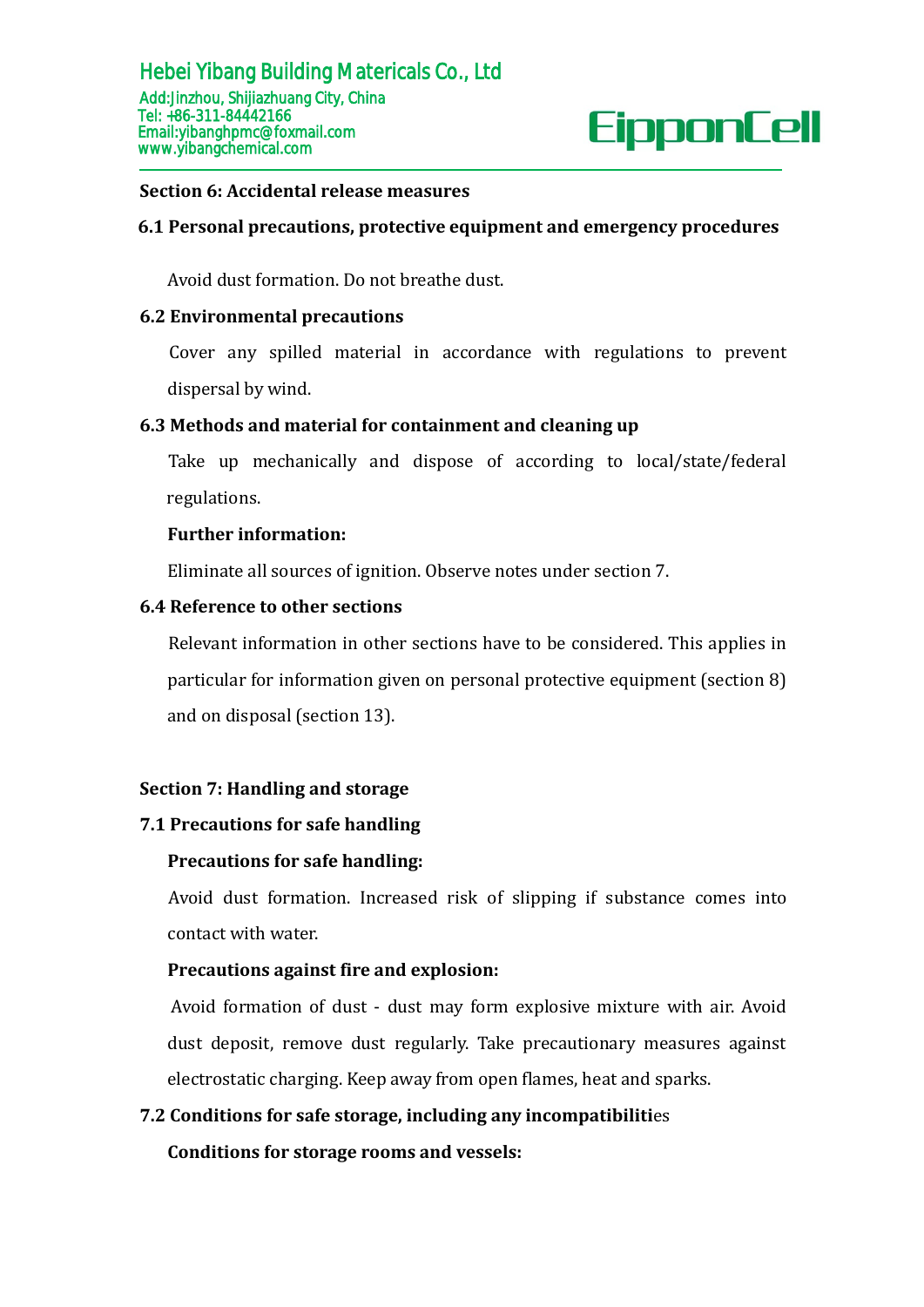## Section 6: Accidental release measures

### 6.1 Personal precautions, protective equipment and emergency procedures

Avoid dust formation. Do not breathe dust.

### 6.2 Environmental precautions

Cover any spilled material in accordance with regulations to prevent dispersal by wind.

### 6.3 Methods and material for containment and cleaning up

Take up mechanically and dispose of according to local/state/federal regulations.

**Further information:**

Eliminate all sources of ignition. Observe notes under section 7.

### 6.4 Reference to other sections

Relevant information in other sections have to be considered. This applies in particular for information given on personal protective equipment (section 8) and on disposal (section 13).

## Section 7: Handling and storage

### 7.1 Precautions for safe handling

**Precautions for safe handling:**

Avoid dust formation. Increased risk of slipping if substance comes into contact with water.

**Precautions against fire and explosion:**

Avoid formation of dust - dust may form explosive mixture with air. Avoid dust deposit, remove dust regularly. Take precautionary measures against electrostatic charging. Keep away from open flames, heat and sparks.

### 7.2 Conditions for safe storage, including any incompatibilities

**Conditions for storage rooms and vessels:**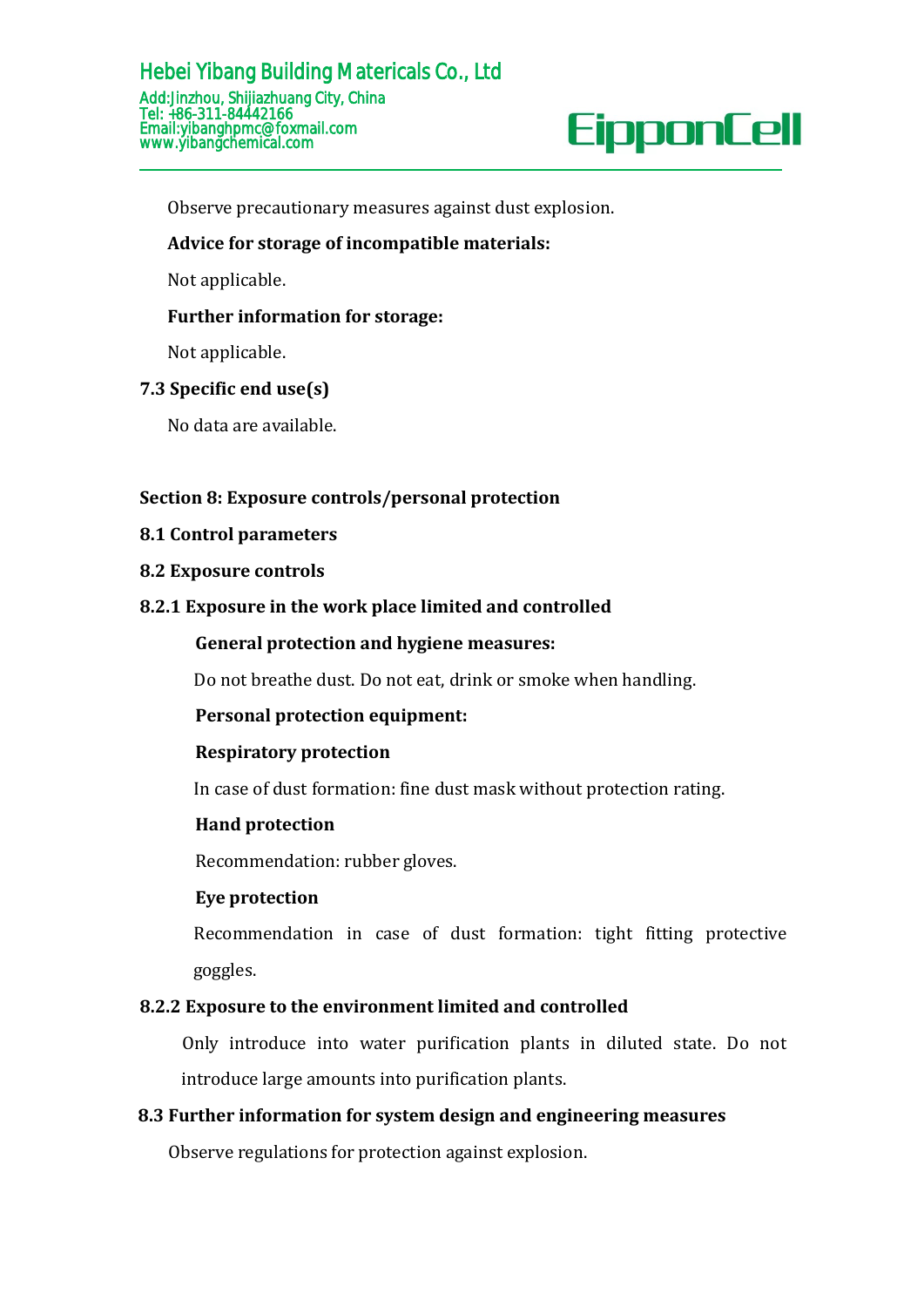Observe precautionary measures against dust explosion.

**Advice for storage of incompatible materials:**

Not applicable.

**Further information for storage:**

Not applicable.

**7.3 Specific end use(s)**

No data are available.

## Section 8: Exposure controls/personal protection

**8.1 Control parameters**

**8.2 Exposure controls**

**8.2.1 Exposure in the work place limited and controlled**

**General protection and hygiene measures:**

Do not breathe dust. Do not eat, drink or smoke when handling.

**Personal protection equipment:**

**Respiratory protection**

In case of dust formation: fine dust mask without protection rating.

**Hand protection**

Recommendation: rubber gloves.

**Eye protection**

Recommendation in case of dust formation: tight fitting protective goggles.

**8.2.2 Exposure to the environment limited and controlled**

Only introduce into water purification plants in diluted state. Do not introduce large amounts into purification plants.

**8.3 Further information for system design and engineering measures**

Observe regulations for protection against explosion.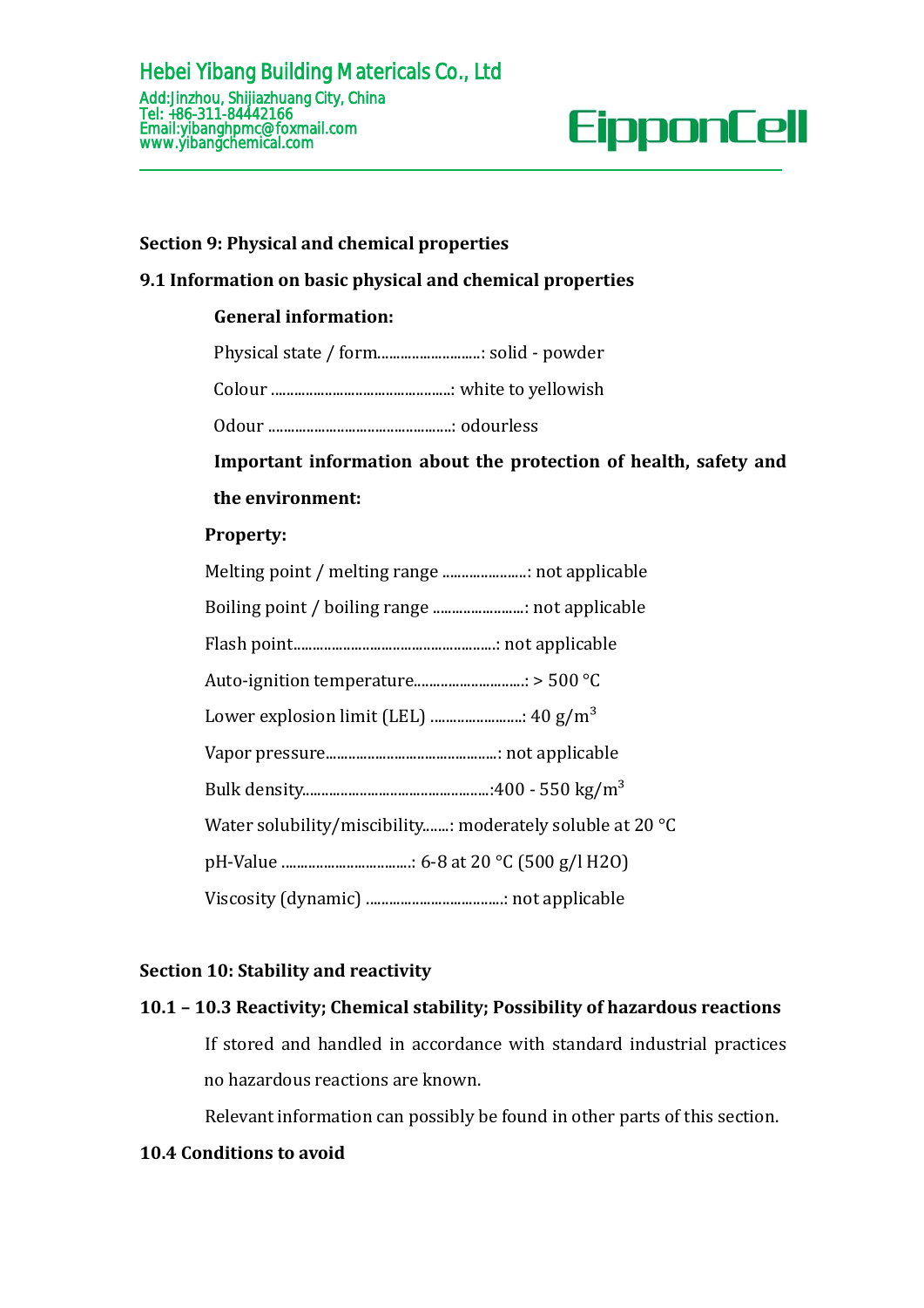## Section 9: Physical and chemical properties

### 9.1 Information on basic physical and chemical properties

**General information:**

Physical state / form............................: solid - powder

Colour ................................................: white to yellowish

Odour .................................................: odourless

**Important information about the protection of health, safety and the environment:**

**Property:**

Melting point / melting range .......................: not applicable

Boiling point / boiling range .........................: not applicable

Flash point......................................................: not applicable

Auto-ignition temperature.............................: > 500 °C

Lower explosion limit (LEL) .........................: 40 g/m$^3$

Vapor pressure.............................................: not applicable

Bulk density..................................................:400 - 550 kg/m$^3$

Water solubility/miscibility.......: moderately soluble at 20 °C

pH-Value ..................................: 6-8 at 20 °C (500 g/l $H_2O$)

Viscosity (dynamic) ....................................: not applicable

## Section 10: Stability and reactivity

### 10.1 – 10.3 Reactivity; Chemical stability; Possibility of hazardous reactions

If stored and handled in accordance with standard industrial practices no hazardous reactions are known.

Relevant information can possibly be found in other parts of this section.

### 10.4 Conditions to avoid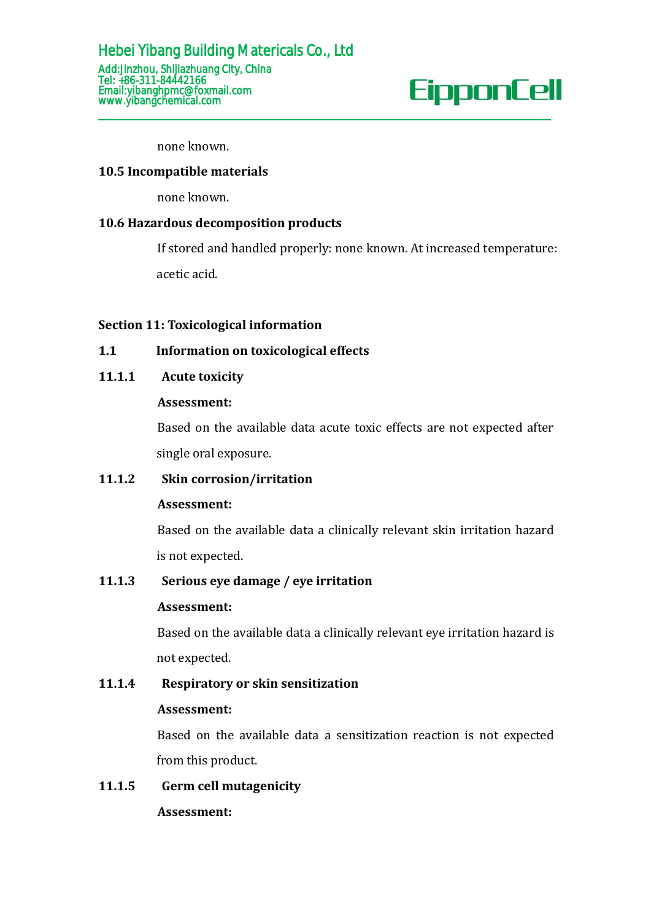none known.

**10.5 Incompatible materials**

none known.

**10.6 Hazardous decomposition products**

If stored and handled properly: none known. At increased temperature: acetic acid.

## Section 11: Toxicological information

**1.1 Information on toxicological effects**

**11.1.1 Acute toxicity**

**Assessment:**

Based on the available data acute toxic effects are not expected after single oral exposure.

**11.1.2 Skin corrosion/irritation**

**Assessment:**

Based on the available data a clinically relevant skin irritation hazard is not expected.

**11.1.3 Serious eye damage / eye irritation**

**Assessment:**

Based on the available data a clinically relevant eye irritation hazard is not expected.

**11.1.4 Respiratory or skin sensitization**

**Assessment:**

Based on the available data a sensitization reaction is not expected from this product.

**11.1.5 Germ cell mutagenicity**

**Assessment:**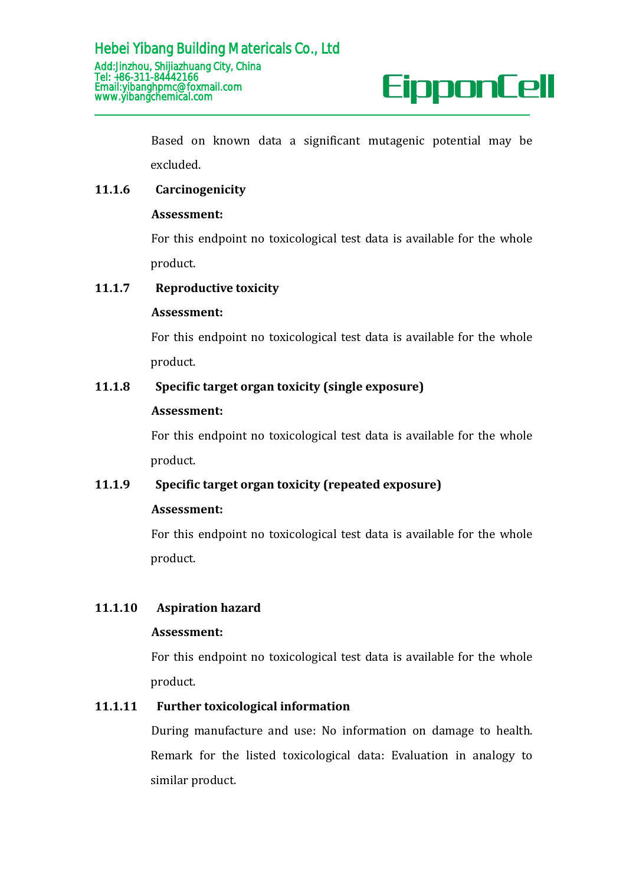Based on known data a significant mutagenic potential may be excluded.

### 11.1.6 Carcinogenicity

**Assessment:**

For this endpoint no toxicological test data is available for the whole product.

### 11.1.7 Reproductive toxicity

**Assessment:**

For this endpoint no toxicological test data is available for the whole product.

### 11.1.8 Specific target organ toxicity (single exposure)

**Assessment:**

For this endpoint no toxicological test data is available for the whole product.

### 11.1.9 Specific target organ toxicity (repeated exposure)

**Assessment:**

For this endpoint no toxicological test data is available for the whole product.

### 11.1.10 Aspiration hazard

**Assessment:**

For this endpoint no toxicological test data is available for the whole product.

### 11.1.11 Further toxicological information

During manufacture and use: No information on damage to health. Remark for the listed toxicological data: Evaluation in analogy to similar product.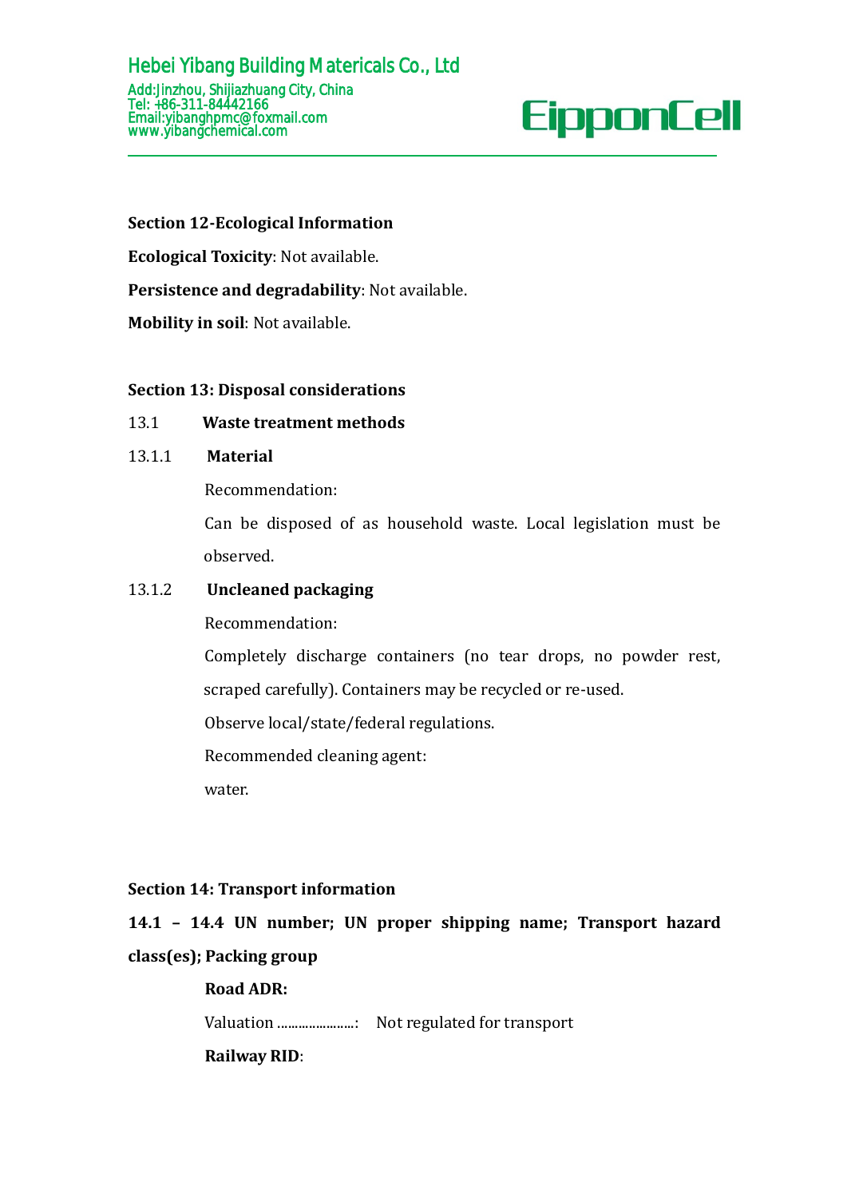**Section 12-Ecological Information**

**Ecological Toxicity**: Not available.

**Persistence and degradability**: Not available.

**Mobility in soil**: Not available.

**Section 13: Disposal considerations**

13.1 **Waste treatment methods**

13.1.1 **Material**

Recommendation:

Can be disposed of as household waste. Local legislation must be observed.

13.1.2 **Uncleaned packaging**

Recommendation:

Completely discharge containers (no tear drops, no powder rest, scraped carefully). Containers may be recycled or re-used.

Observe local/state/federal regulations.

Recommended cleaning agent:

water.

**Section 14: Transport information**

**14.1 – 14.4 UN number; UN proper shipping name; Transport hazard class(es); Packing group**

**Road ADR:**

Valuation ......................: Not regulated for transport

**Railway RID**: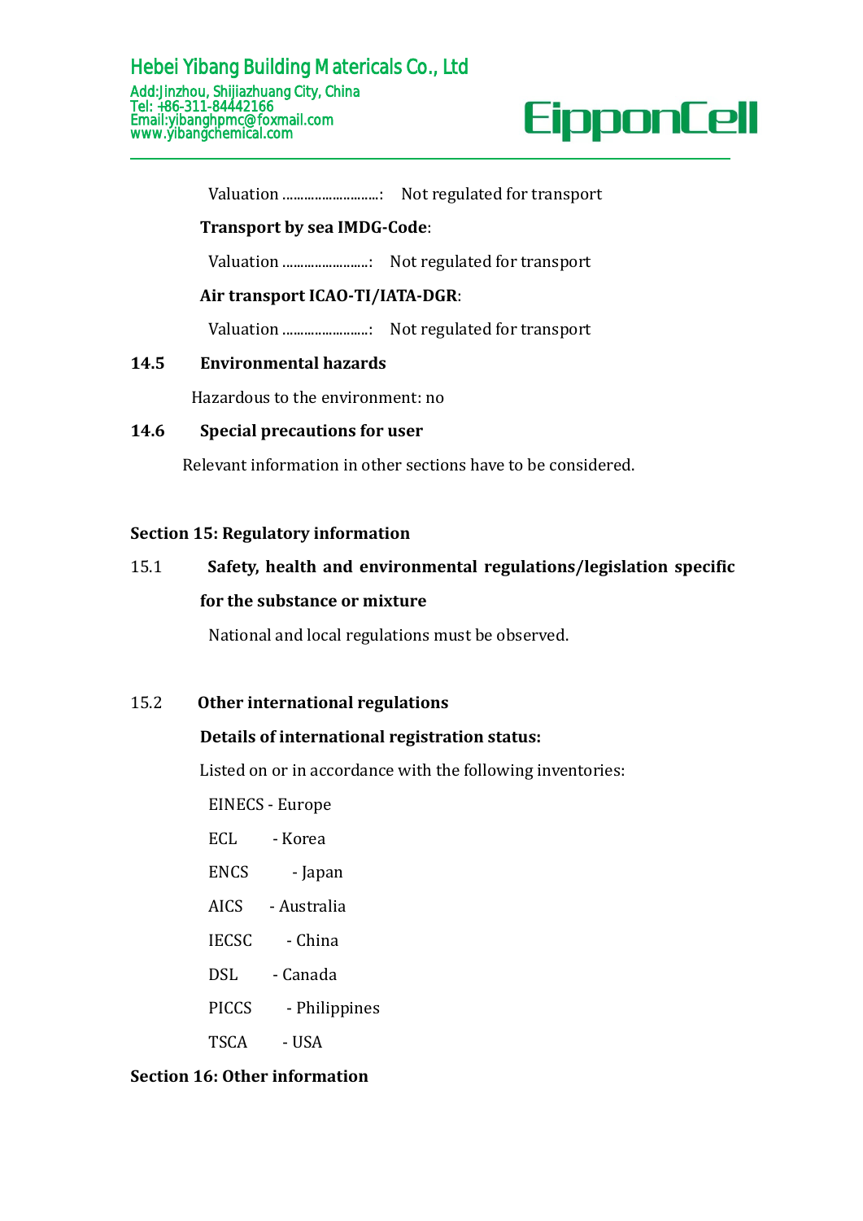Valuation ..........................: Not regulated for transport

**Transport by sea IMDG-Code**:

Valuation .......................: Not regulated for transport

**Air transport ICAO-TI/IATA-DGR**:

Valuation .......................: Not regulated for transport

**14.5 Environmental hazards**

Hazardous to the environment: no

**14.6 Special precautions for user**

Relevant information in other sections have to be considered.

## Section 15: Regulatory information

15.1 **Safety, health and environmental regulations/legislation specific for the substance or mixture**

National and local regulations must be observed.

15.2 **Other international regulations**

**Details of international registration status:**

Listed on or in accordance with the following inventories:

EINECS - Europe

ECL - Korea

ENCS - Japan

AICS - Australia

IECSC - China

DSL - Canada

PICCS - Philippines

TSCA - USA

## Section 16: Other information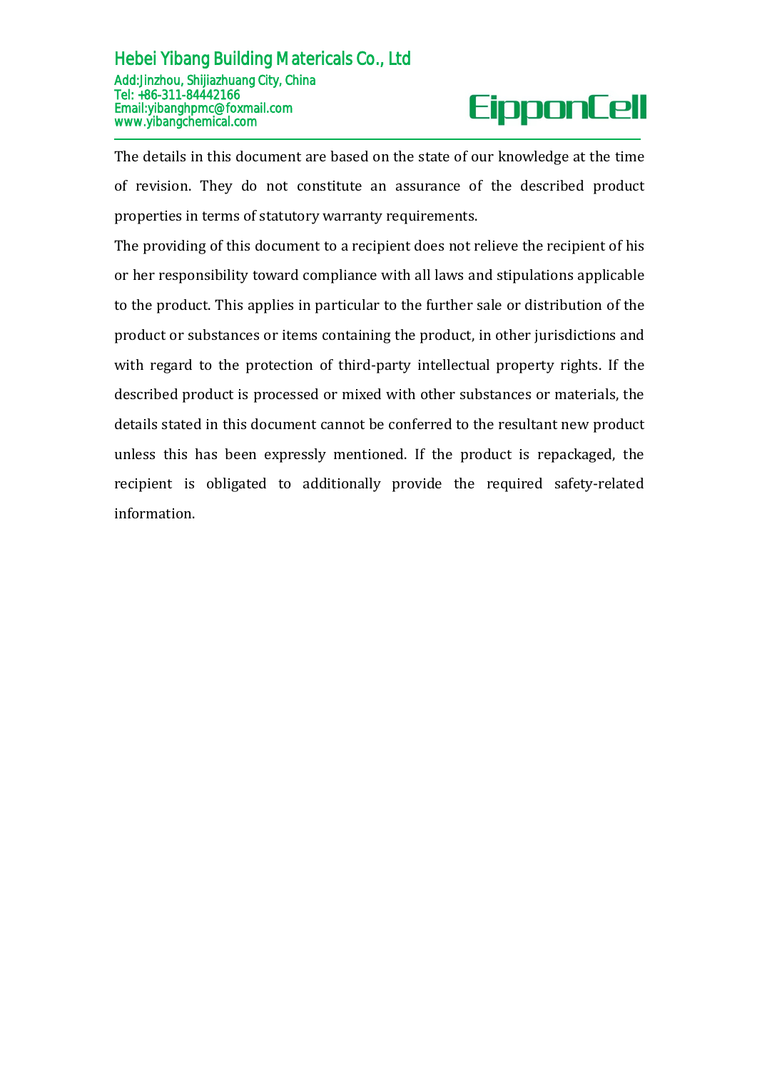The details in this document are based on the state of our knowledge at the time of revision. They do not constitute an assurance of the described product properties in terms of statutory warranty requirements.

The providing of this document to a recipient does not relieve the recipient of his or her responsibility toward compliance with all laws and stipulations applicable to the product. This applies in particular to the further sale or distribution of the product or substances or items containing the product, in other jurisdictions and with regard to the protection of third-party intellectual property rights. If the described product is processed or mixed with other substances or materials, the details stated in this document cannot be conferred to the resultant new product unless this has been expressly mentioned. If the product is repackaged, the recipient is obligated to additionally provide the required safety-related information.